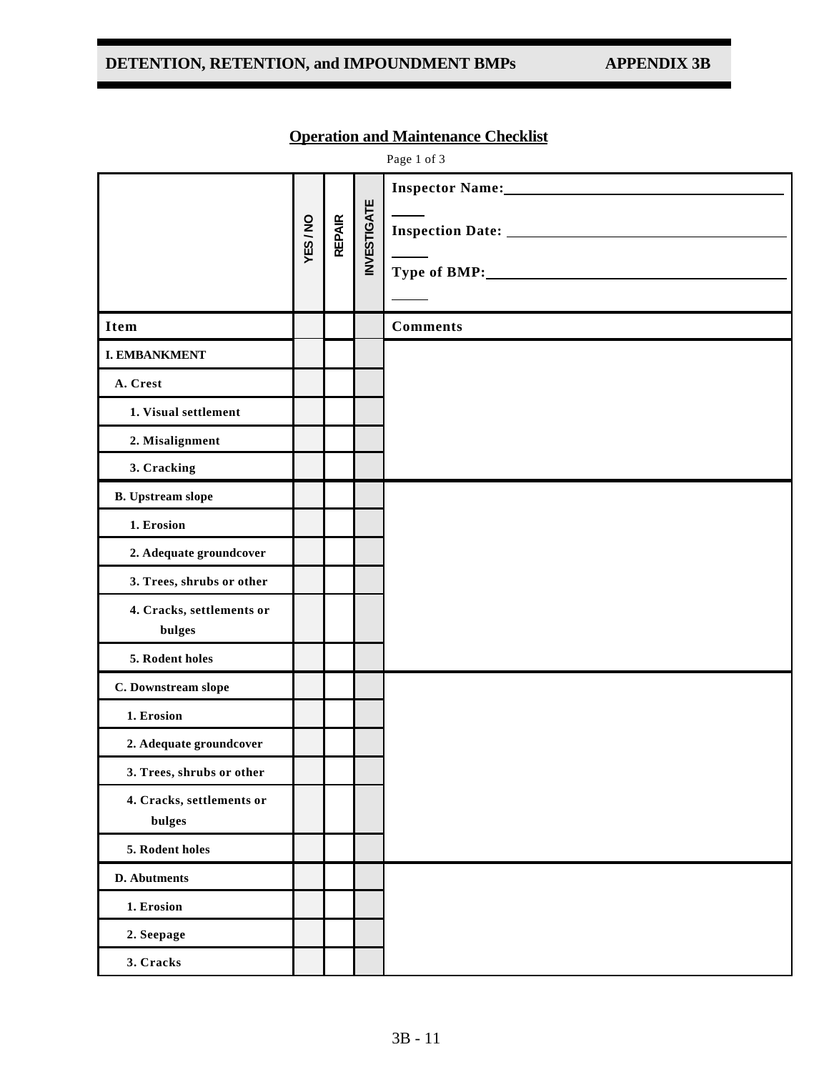## Operation and Maintenance Checklist

Page 1 of 3

| | YES / NO | REPAIR | INVESTIGATE | Inspector Name: ____________<br>Inspection Date: ____________<br>Type of BMP: ____________ |
|---|---|---|---|---|
| **Item** | | | | **Comments** |
| **I. EMBANKMENT** | | | | |
| **A. Crest** | | | | |
| **1. Visual settlement** | | | | |
| **2. Misalignment** | | | | |
| **3. Cracking** | | | | |
| **B. Upstream slope** | | | | |
| **1. Erosion** | | | | |
| **2. Adequate groundcover** | | | | |
| **3. Trees, shrubs or other** | | | | |
| **4. Cracks, settlements or bulges** | | | | |
| **5. Rodent holes** | | | | |
| **C. Downstream slope** | | | | |
| **1. Erosion** | | | | |
| **2. Adequate groundcover** | | | | |
| **3. Trees, shrubs or other** | | | | |
| **4. Cracks, settlements or bulges** | | | | |
| **5. Rodent holes** | | | | |
| **D. Abutments** | | | | |
| **1. Erosion** | | | | |
| **2. Seepage** | | | | |
| **3. Cracks** | | | | |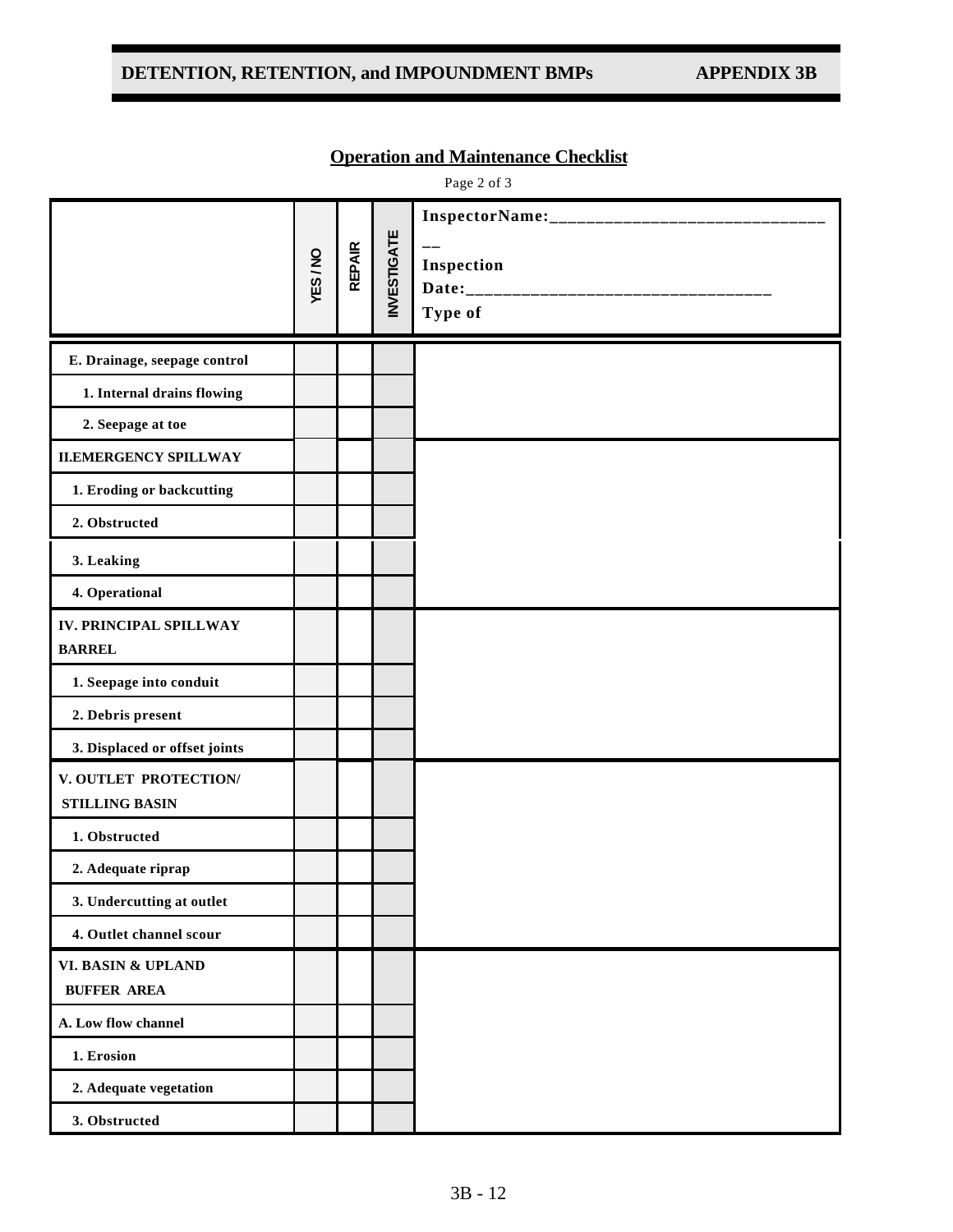## Operation and Maintenance Checklist

Page 2 of 3

| | YES / NO | REPAIR | INVESTIGATE | InspectorName:\_\_\_\_\_\_\_\_\_\_\_\_\_\_\_\_\_\_\_\_\_\_\_\_\_\_\_\_\_\_\_\_ Inspection Date:\_\_\_\_\_\_\_\_\_\_\_\_\_\_\_\_\_\_\_\_\_\_\_\_\_\_\_\_\_\_\_\_\_ Type of |
|---|---|---|---|---|
| **E. Drainage, seepage control** | | | | |
| **1. Internal drains flowing** | | | | |
| **2. Seepage at toe** | | | | |
| **II.EMERGENCY SPILLWAY** | | | | |
| **1. Eroding or backcutting** | | | | |
| **2. Obstructed** | | | | |
| **3. Leaking** | | | | |
| **4. Operational** | | | | |
| **IV. PRINCIPAL SPILLWAY BARREL** | | | | |
| **1. Seepage into conduit** | | | | |
| **2. Debris present** | | | | |
| **3. Displaced or offset joints** | | | | |
| **V. OUTLET PROTECTION/ STILLING BASIN** | | | | |
| **1. Obstructed** | | | | |
| **2. Adequate riprap** | | | | |
| **3. Undercutting at outlet** | | | | |
| **4. Outlet channel scour** | | | | |
| **VI. BASIN & UPLAND BUFFER AREA** | | | | |
| **A. Low flow channel** | | | | |
| **1. Erosion** | | | | |
| **2. Adequate vegetation** | | | | |
| **3. Obstructed** | | | | |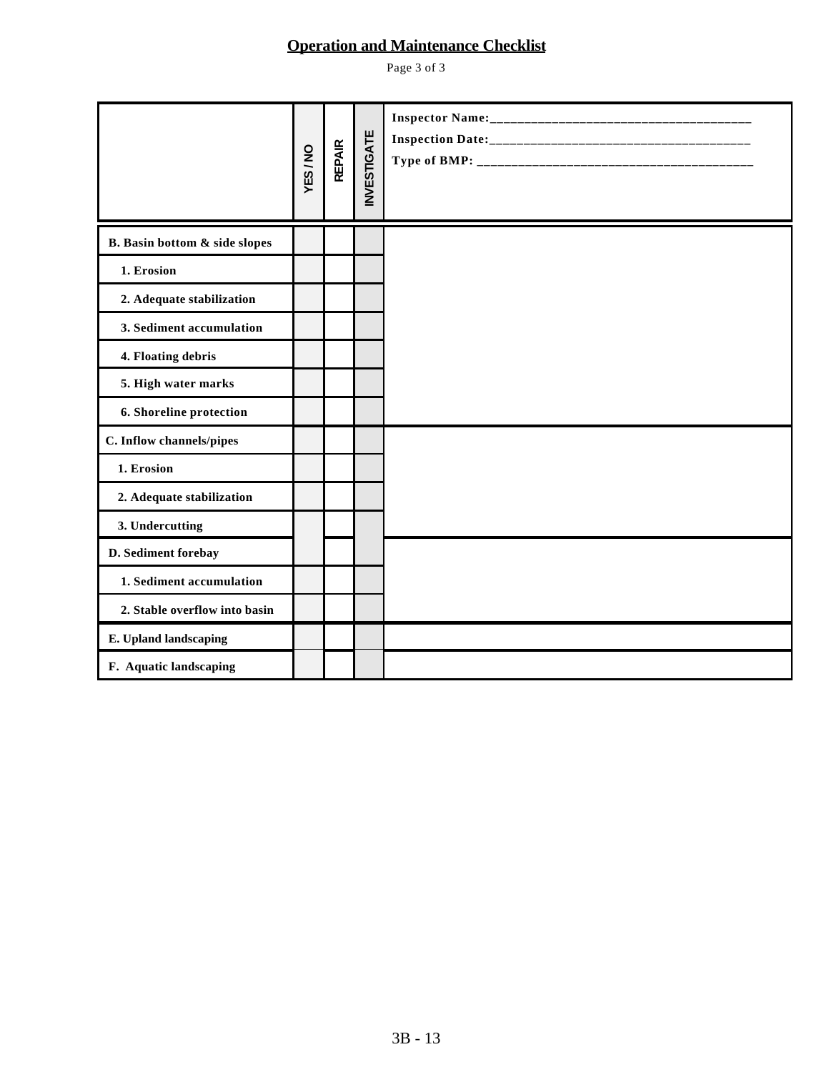## Operation and Maintenance Checklist

| | YES / NO | REPAIR | INVESTIGATE | Inspector Name:\_\_\_\_\_\_\_\_\_\_\_\_\_\_\_\_\_\_\_\_\_\_\_\_\_\_\_\_\_\_\_\_\_\_\_\_ Inspection Date:\_\_\_\_\_\_\_\_\_\_\_\_\_\_\_\_\_\_\_\_\_\_\_\_\_\_\_\_\_\_\_\_\_\_\_\_ Type of BMP: \_\_\_\_\_\_\_\_\_\_\_\_\_\_\_\_\_\_\_\_\_\_\_\_\_\_\_\_\_\_\_\_\_\_\_\_\_\_ |
|---|---|---|---|---|
| **B. Basin bottom & side slopes** | | | | |
| **1. Erosion** | | | | |
| **2. Adequate stabilization** | | | | |
| **3. Sediment accumulation** | | | | |
| **4. Floating debris** | | | | |
| **5. High water marks** | | | | |
| **6. Shoreline protection** | | | | |
| **C. Inflow channels/pipes** | | | | |
| **1. Erosion** | | | | |
| **2. Adequate stabilization** | | | | |
| **3. Undercutting** | | | | |
| **D. Sediment forebay** | | | | |
| **1. Sediment accumulation** | | | | |
| **2. Stable overflow into basin** | | | | |
| **E. Upland landscaping** | | | | |
| **F. Aquatic landscaping** | | | | |